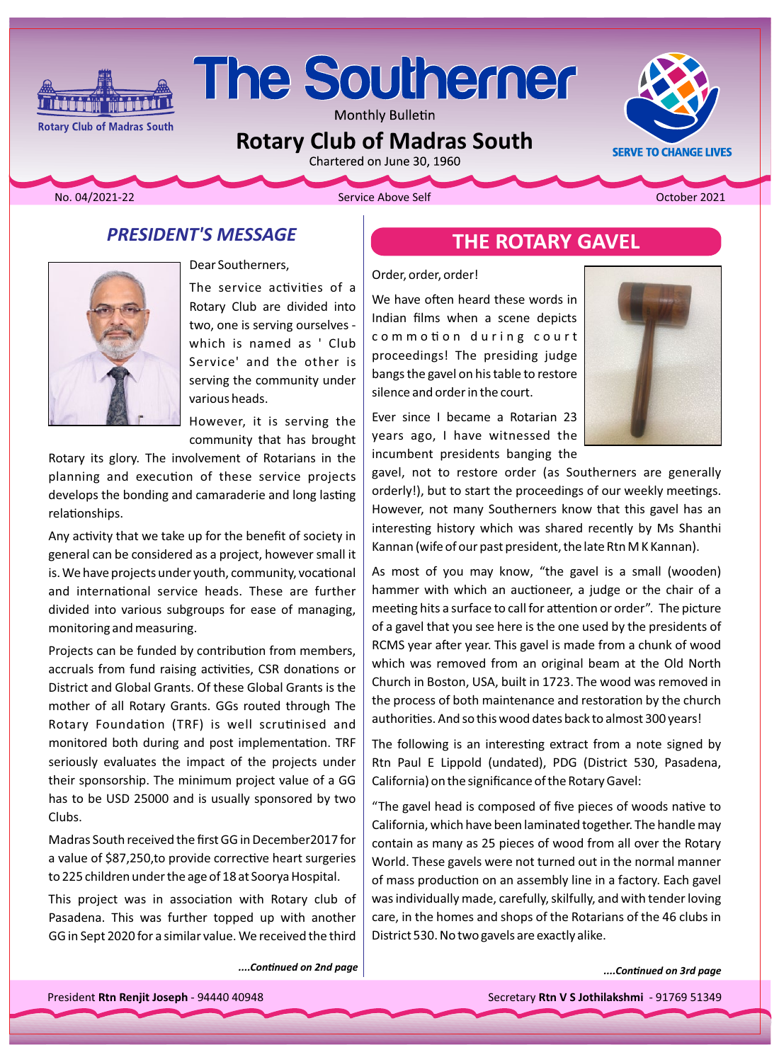# The Southerner

Monthly Bulletin

## Rotary Club of Madras South

Chartered on June 30, 1960

Rotary Club of Madras South

SERVE TO CHANGE LIVES

No. 04/2021-22 | Service Above Self | October 2021

## *PRESIDENT'S MESSAGE*

Dear Southerners,

The service activities of a Rotary Club are divided into two, one is serving ourselves - which is named as ' Club Service' and the other is serving the community under various heads.

However, it is serving the community that has brought Rotary its glory. The involvement of Rotarians in the planning and execution of these service projects develops the bonding and camaraderie and long lasting relationships.

Any activity that we take up for the benefit of society in general can be considered as a project, however small it is. We have projects under youth, community, vocational and international service heads. These are further divided into various subgroups for ease of managing, monitoring and measuring.

Projects can be funded by contribution from members, accruals from fund raising activities, CSR donations or District and Global Grants. Of these Global Grants is the mother of all Rotary Grants. GGs routed through The Rotary Foundation (TRF) is well scrutinised and monitored both during and post implementation. TRF seriously evaluates the impact of the projects under their sponsorship. The minimum project value of a GG has to be USD 25000 and is usually sponsored by two Clubs.

Madras South received the first GG in December2017 for a value of $87,250,to provide corrective heart surgeries to 225 children under the age of 18 at Soorya Hospital.

This project was in association with Rotary club of Pasadena. This was further topped up with another GG in Sept 2020 for a similar value. We received the third

*....Continued on 2nd page*

## THE ROTARY GAVEL

Order, order, order!

We have often heard these words in Indian films when a scene depicts commotion during court proceedings! The presiding judge bangs the gavel on his table to restore silence and order in the court.

Ever since I became a Rotarian 23 years ago, I have witnessed the incumbent presidents banging the gavel, not to restore order (as Southerners are generally orderly!), but to start the proceedings of our weekly meetings. However, not many Southerners know that this gavel has an interesting history which was shared recently by Ms Shanthi Kannan (wife of our past president, the late Rtn M K Kannan).

As most of you may know, “the gavel is a small (wooden) hammer with which an auctioneer, a judge or the chair of a meeting hits a surface to call for attention or order”. The picture of a gavel that you see here is the one used by the presidents of RCMS year after year. This gavel is made from a chunk of wood which was removed from an original beam at the Old North Church in Boston, USA, built in 1723. The wood was removed in the process of both maintenance and restoration by the church authorities. And so this wood dates back to almost 300 years!

The following is an interesting extract from a note signed by Rtn Paul E Lippold (undated), PDG (District 530, Pasadena, California) on the significance of the Rotary Gavel:

“The gavel head is composed of five pieces of woods native to California, which have been laminated together. The handle may contain as many as 25 pieces of wood from all over the Rotary World. These gavels were not turned out in the normal manner of mass production on an assembly line in a factory. Each gavel was individually made, carefully, skilfully, and with tender loving care, in the homes and shops of the Rotarians of the 46 clubs in District 530. No two gavels are exactly alike.

*....Continued on 3rd page*

President **Rtn Renjit Joseph** - 94440 40948 | Secretary **Rtn V S Jothilakshmi** - 91769 51349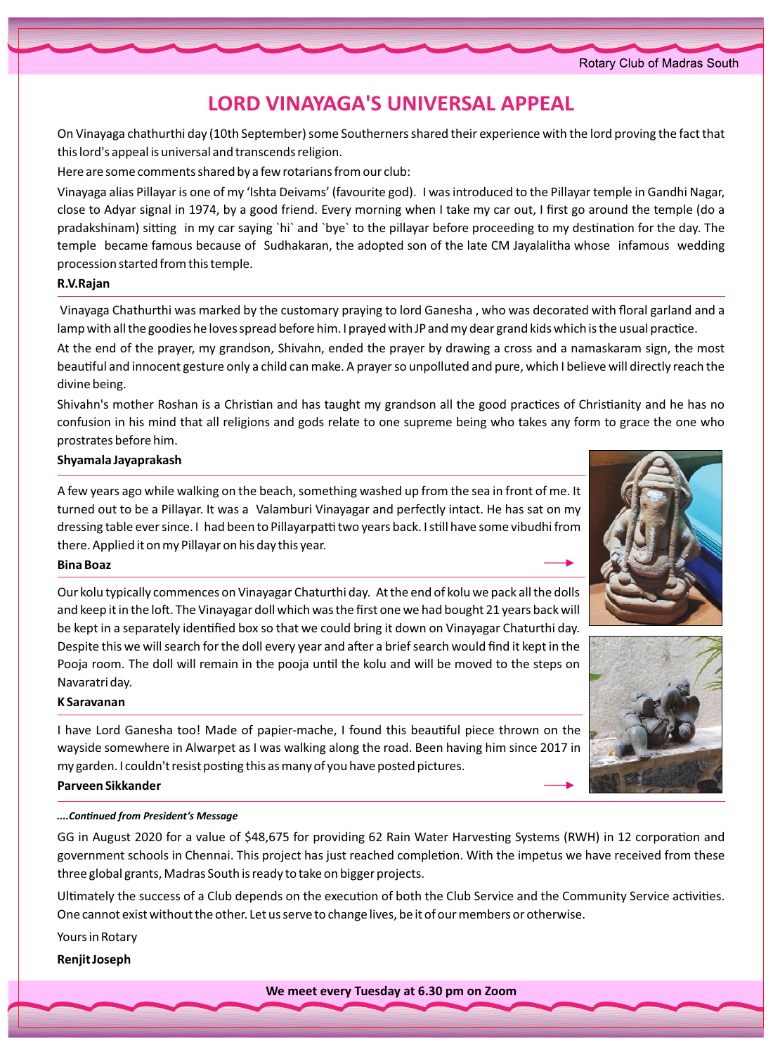# LORD VINAYAGA'S UNIVERSAL APPEAL

On Vinayaga chathurthi day (10th September) some Southerners shared their experience with the lord proving the fact that this lord's appeal is universal and transcends religion.

Here are some comments shared by a few rotarians from our club:

Vinayaga alias Pillayar is one of my 'Ishta Deivams' (favourite god). I was introduced to the Pillayar temple in Gandhi Nagar, close to Adyar signal in 1974, by a good friend. Every morning when I take my car out, I first go around the temple (do a pradakshinam) sitting in my car saying `hi` and `bye` to the pillayar before proceeding to my destination for the day. The temple became famous because of Sudhakaran, the adopted son of the late CM Jayalalitha whose infamous wedding procession started from this temple.

**R.V.Rajan**

---

Vinayaga Chathurthi was marked by the customary praying to lord Ganesha , who was decorated with floral garland and a lamp with all the goodies he loves spread before him. I prayed with JP and my dear grand kids which is the usual practice.

At the end of the prayer, my grandson, Shivahn, ended the prayer by drawing a cross and a namaskaram sign, the most beautiful and innocent gesture only a child can make. A prayer so unpolluted and pure, which I believe will directly reach the divine being.

Shivahn's mother Roshan is a Christian and has taught my grandson all the good practices of Christianity and he has no confusion in his mind that all religions and gods relate to one supreme being who takes any form to grace the one who prostrates before him.

**Shyamala Jayaprakash**

---

A few years ago while walking on the beach, something washed up from the sea in front of me. It turned out to be a Pillayar. It was a Valamburi Vinayagar and perfectly intact. He has sat on my dressing table ever since. I had been to Pillayarpatti two years back. I still have some vibudhi from there. Applied it on my Pillayar on his day this year.

**Bina Boaz**

---

Our kolu typically commences on Vinayagar Chaturthi day. At the end of kolu we pack all the dolls and keep it in the loft. The Vinayagar doll which was the first one we had bought 21 years back will be kept in a separately identified box so that we could bring it down on Vinayagar Chaturthi day. Despite this we will search for the doll every year and after a brief search would find it kept in the Pooja room. The doll will remain in the pooja until the kolu and will be moved to the steps on Navaratri day.

**K Saravanan**

---

I have Lord Ganesha too! Made of papier-mache, I found this beautiful piece thrown on the wayside somewhere in Alwarpet as I was walking along the road. Been having him since 2017 in my garden. I couldn't resist posting this as many of you have posted pictures.

**Parveen Sikkander**

---

***....Continued from President's Message***

GG in August 2020 for a value of $48,675 for providing 62 Rain Water Harvesting Systems (RWH) in 12 corporation and government schools in Chennai. This project has just reached completion. With the impetus we have received from these three global grants, Madras South is ready to take on bigger projects.

Ultimately the success of a Club depends on the execution of both the Club Service and the Community Service activities. One cannot exist without the other. Let us serve to change lives, be it of our members or otherwise.

Yours in Rotary

**Renjit Joseph**

**We meet every Tuesday at 6.30 pm on Zoom**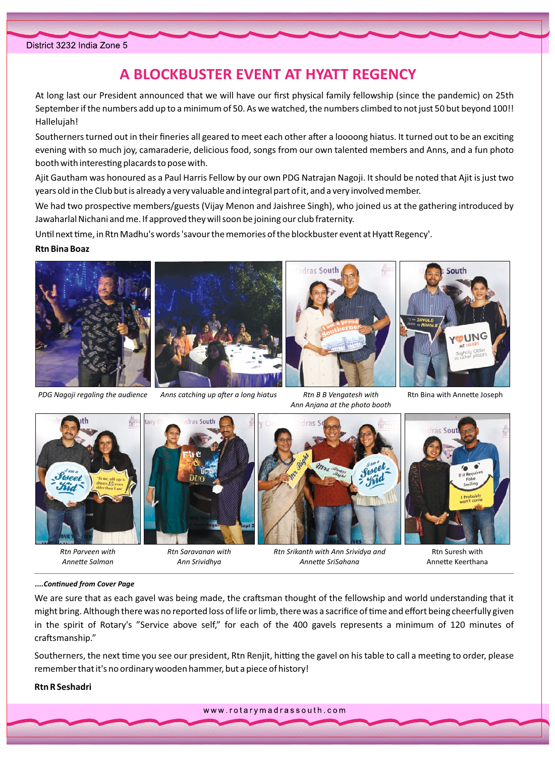# A BLOCKBUSTER EVENT AT HYATT REGENCY

At long last our President announced that we will have our first physical family fellowship (since the pandemic) on 25th September if the numbers add up to a minimum of 50. As we watched, the numbers climbed to not just 50 but beyond 100!! Hallelujah!

Southerners turned out in their fineries all geared to meet each other after a loooong hiatus. It turned out to be an exciting evening with so much joy, camaraderie, delicious food, songs from our own talented members and Anns, and a fun photo booth with interesting placards to pose with.

Ajit Gautham was honoured as a Paul Harris Fellow by our own PDG Natrajan Nagoji. It should be noted that Ajit is just two years old in the Club but is already a very valuable and integral part of it, and a very involved member.

We had two prospective members/guests (Vijay Menon and Jaishree Singh), who joined us at the gathering introduced by Jawaharlal Nichani and me. If approved they will soon be joining our club fraternity.

Until next time, in Rtn Madhu's words 'savour the memories of the blockbuster event at Hyatt Regency'.

**Rtn Bina Boaz**

*PDG Nagoji regaling the audience*

*Anns catching up after a long hiatus*

*Rtn B B Vengatesh with Ann Anjana at the photo booth*

Rtn Bina with Annette Joseph

*Rtn Parveen with Annette Salman*

*Rtn Saravanan with Ann Srividhya*

*Rtn Srikanth with Ann Srividya and Annette SriSahana*

Rtn Suresh with Annette Keerthana

***....Continued from Cover Page***

We are sure that as each gavel was being made, the craftsman thought of the fellowship and world understanding that it might bring. Although there was no reported loss of life or limb, there was a sacrifice of time and effort being cheerfully given in the spirit of Rotary's "Service above self," for each of the 400 gavels represents a minimum of 120 minutes of craftsmanship."

Southerners, the next time you see our president, Rtn Renjit, hitting the gavel on his table to call a meeting to order, please remember that it's no ordinary wooden hammer, but a piece of history!

**Rtn R Seshadri**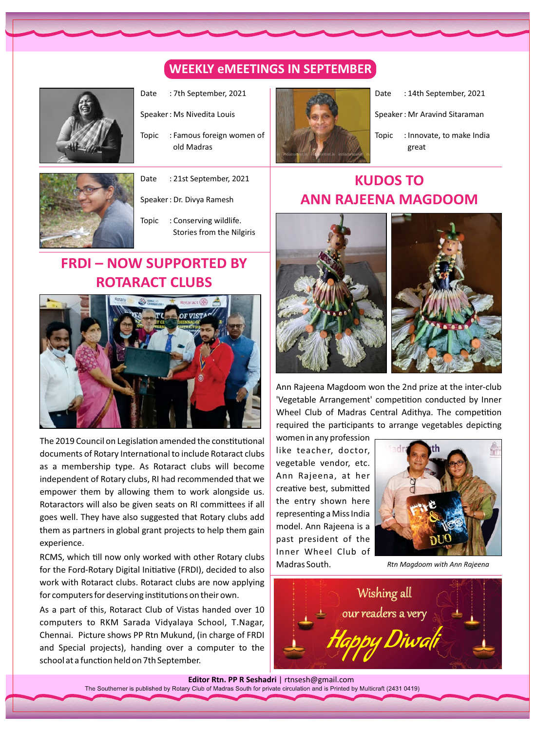## WEEKLY eMEETINGS IN SEPTEMBER

Date : 7th September, 2021

Speaker : Ms Nivedita Louis

Topic : Famous foreign women of old Madras

Date : 14th September, 2021

Speaker : Mr Aravind Sitaraman

Topic : Innovate, to make India great

Date : 21st September, 2021

Speaker : Dr. Divya Ramesh

Topic : Conserving wildlife. Stories from the Nilgiris

## FRDI – NOW SUPPORTED BY ROTARACT CLUBS

The 2019 Council on Legislation amended the constitutional documents of Rotary International to include Rotaract clubs as a membership type. As Rotaract clubs will become independent of Rotary clubs, RI had recommended that we empower them by allowing them to work alongside us. Rotaractors will also be given seats on RI committees if all goes well. They have also suggested that Rotary clubs add them as partners in global grant projects to help them gain experience.

RCMS, which till now only worked with other Rotary clubs for the Ford-Rotary Digital Initiative (FRDI), decided to also work with Rotaract clubs. Rotaract clubs are now applying for computers for deserving institutions on their own.

As a part of this, Rotaract Club of Vistas handed over 10 computers to RKM Sarada Vidyalaya School, T.Nagar, Chennai. Picture shows PP Rtn Mukund, (in charge of FRDI and Special projects), handing over a computer to the school at a function held on 7th September.

## KUDOS TO ANN RAJEENA MAGDOOM

Ann Rajeena Magdoom won the 2nd prize at the inter-club 'Vegetable Arrangement' competition conducted by Inner Wheel Club of Madras Central Adithya. The competition required the participants to arrange vegetables depicting women in any profession like teacher, doctor, vegetable vendor, etc. Ann Rajeena, at her creative best, submitted the entry shown here representing a Miss India model. Ann Rajeena is a past president of the Inner Wheel Club of Madras South.

*Rtn Magdoom with Ann Rajeena*

Wishing all our readers a very Happy Diwali

**Editor Rtn. PP R Seshadri** | rtnsesh@gmail.com

The Southerner is published by Rotary Club of Madras South for private circulation and is Printed by Multicraft (2431 0419)